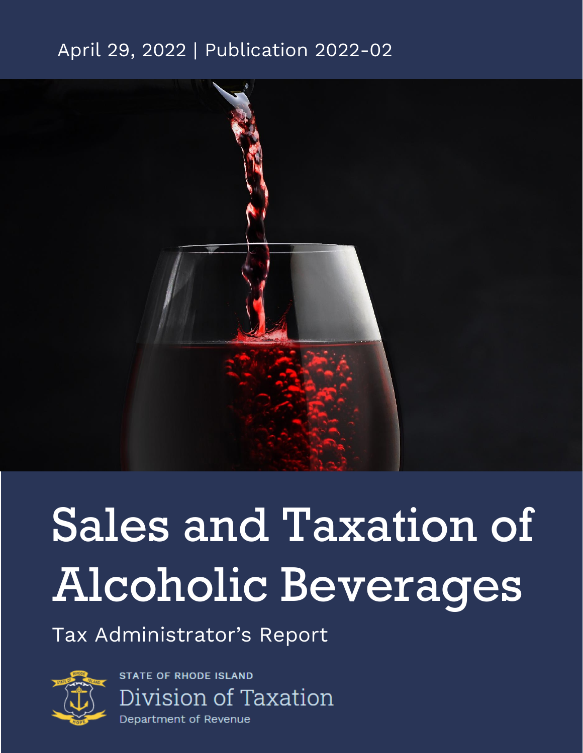April 29, 2022 | Publication 2022-02

# Sales and Taxation of Alcoholic Beverages

Tax Administrator's Report

STATE OF RHODE ISLAND
Division of Taxation
Department of Revenue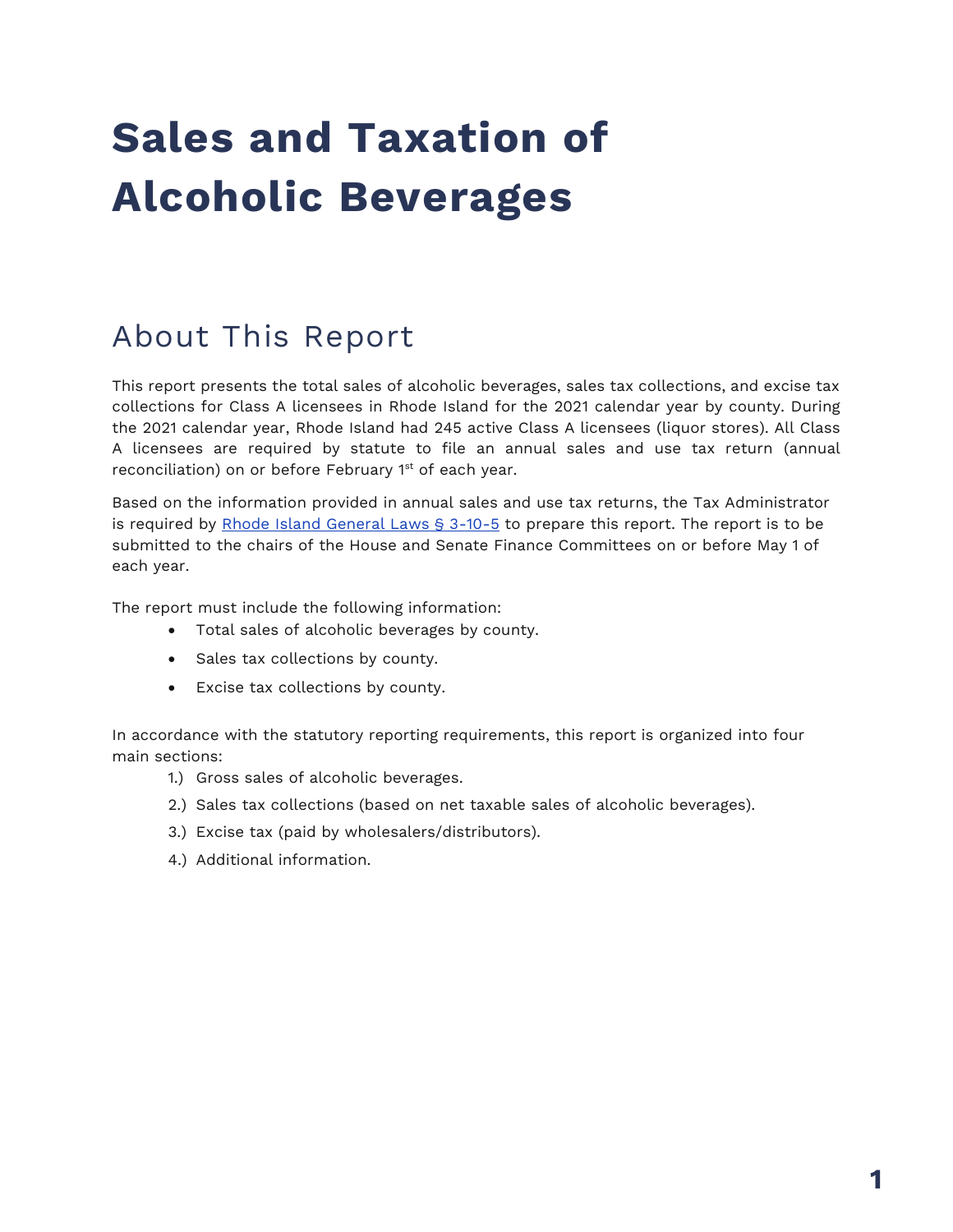# Sales and Taxation of Alcoholic Beverages

## About This Report

This report presents the total sales of alcoholic beverages, sales tax collections, and excise tax collections for Class A licensees in Rhode Island for the 2021 calendar year by county. During the 2021 calendar year, Rhode Island had 245 active Class A licensees (liquor stores). All Class A licensees are required by statute to file an annual sales and use tax return (annual reconciliation) on or before February 1st of each year.

Based on the information provided in annual sales and use tax returns, the Tax Administrator is required by Rhode Island General Laws § 3-10-5 to prepare this report. The report is to be submitted to the chairs of the House and Senate Finance Committees on or before May 1 of each year.

The report must include the following information:

- Total sales of alcoholic beverages by county.
- Sales tax collections by county.
- Excise tax collections by county.

In accordance with the statutory reporting requirements, this report is organized into four main sections:

1.) Gross sales of alcoholic beverages.

2.) Sales tax collections (based on net taxable sales of alcoholic beverages).

3.) Excise tax (paid by wholesalers/distributors).

4.) Additional information.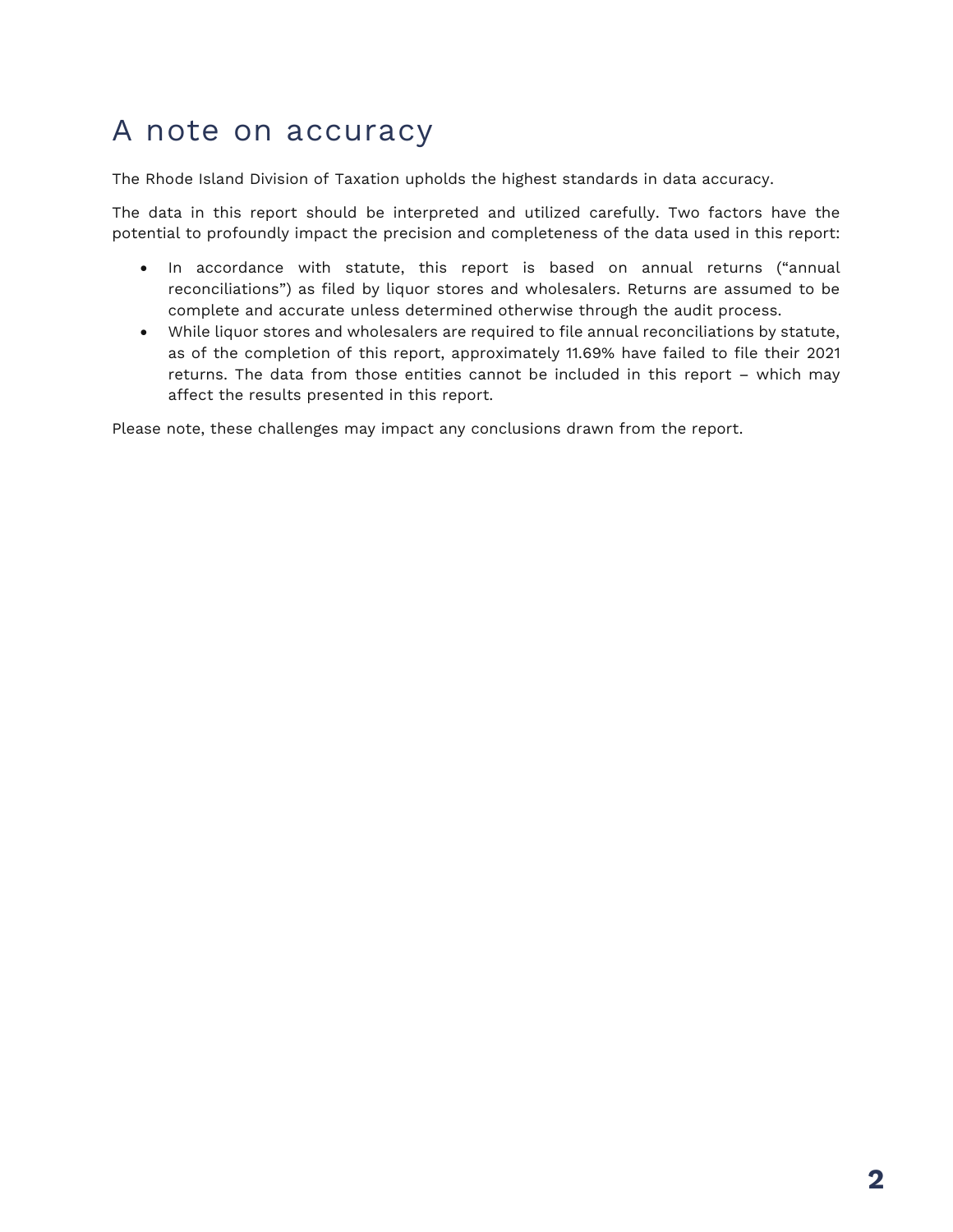# A note on accuracy

The Rhode Island Division of Taxation upholds the highest standards in data accuracy.

The data in this report should be interpreted and utilized carefully. Two factors have the potential to profoundly impact the precision and completeness of the data used in this report:

- In accordance with statute, this report is based on annual returns ("annual reconciliations") as filed by liquor stores and wholesalers. Returns are assumed to be complete and accurate unless determined otherwise through the audit process.
- While liquor stores and wholesalers are required to file annual reconciliations by statute, as of the completion of this report, approximately 11.69% have failed to file their 2021 returns. The data from those entities cannot be included in this report – which may affect the results presented in this report.

Please note, these challenges may impact any conclusions drawn from the report.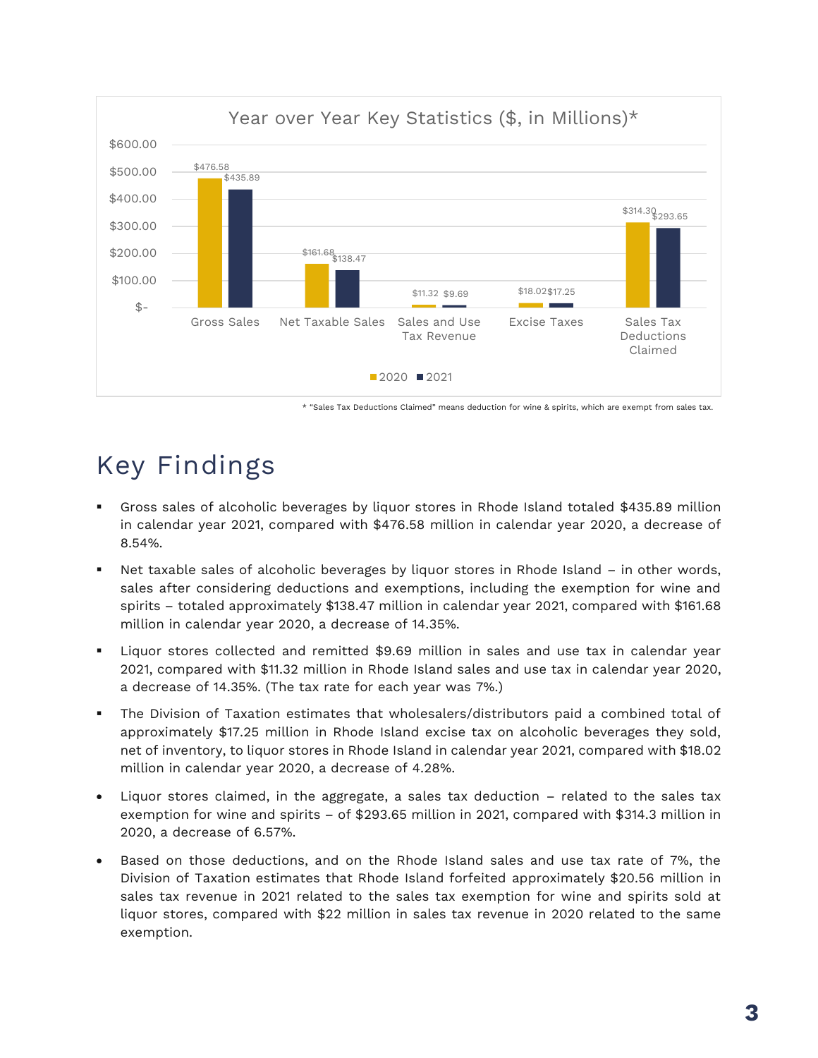Year over Year Key Statistics ($, in Millions)*

| | 2020 | 2021 |
|---|---|---|
| Gross Sales | $476.58 | $435.89 |
| Net Taxable Sales | $161.68 | $138.47 |
| Sales and Use Tax Revenue | $11.32 | $9.69 |
| Excise Taxes | $18.02 | $17.25 |
| Sales Tax Deductions Claimed | $314.30 | $293.65 |

* "Sales Tax Deductions Claimed" means deduction for wine & spirits, which are exempt from sales tax.

# Key Findings

- Gross sales of alcoholic beverages by liquor stores in Rhode Island totaled $435.89 million in calendar year 2021, compared with $476.58 million in calendar year 2020, a decrease of 8.54%.
- Net taxable sales of alcoholic beverages by liquor stores in Rhode Island – in other words, sales after considering deductions and exemptions, including the exemption for wine and spirits – totaled approximately $138.47 million in calendar year 2021, compared with $161.68 million in calendar year 2020, a decrease of 14.35%.
- Liquor stores collected and remitted $9.69 million in sales and use tax in calendar year 2021, compared with $11.32 million in Rhode Island sales and use tax in calendar year 2020, a decrease of 14.35%. (The tax rate for each year was 7%.)
- The Division of Taxation estimates that wholesalers/distributors paid a combined total of approximately $17.25 million in Rhode Island excise tax on alcoholic beverages they sold, net of inventory, to liquor stores in Rhode Island in calendar year 2021, compared with $18.02 million in calendar year 2020, a decrease of 4.28%.
- Liquor stores claimed, in the aggregate, a sales tax deduction – related to the sales tax exemption for wine and spirits – of $293.65 million in 2021, compared with $314.3 million in 2020, a decrease of 6.57%.
- Based on those deductions, and on the Rhode Island sales and use tax rate of 7%, the Division of Taxation estimates that Rhode Island forfeited approximately $20.56 million in sales tax revenue in 2021 related to the sales tax exemption for wine and spirits sold at liquor stores, compared with $22 million in sales tax revenue in 2020 related to the same exemption.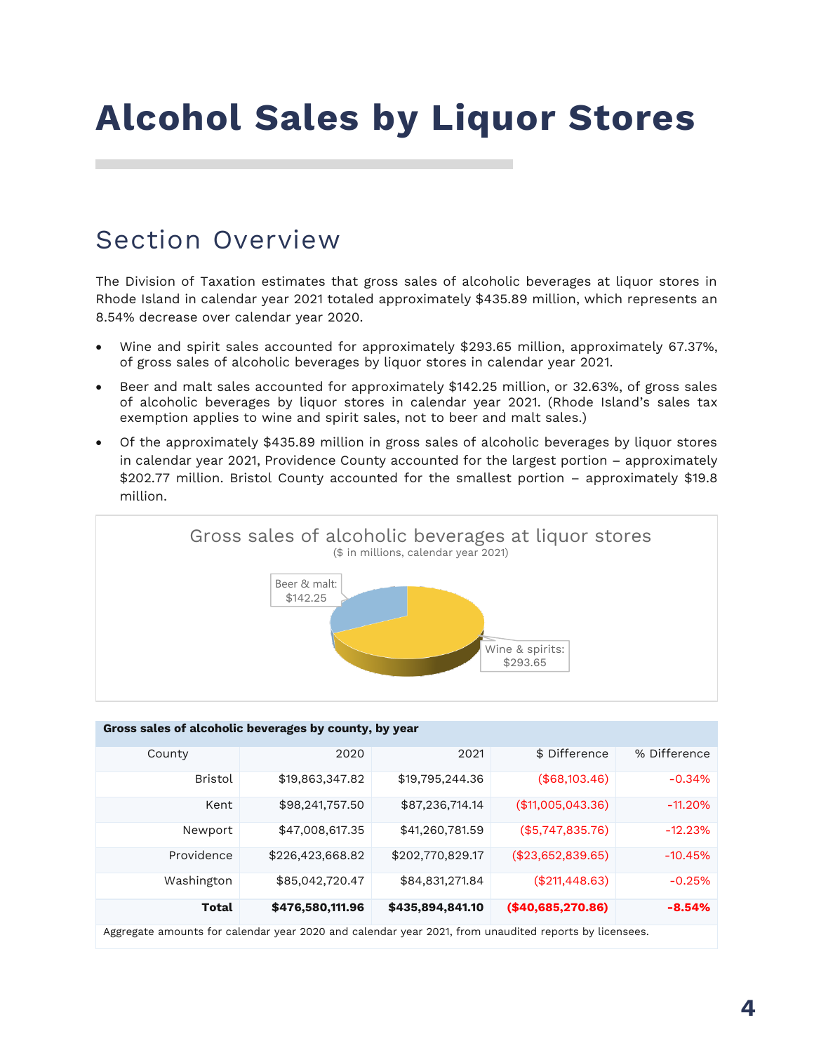# Alcohol Sales by Liquor Stores

## Section Overview

The Division of Taxation estimates that gross sales of alcoholic beverages at liquor stores in Rhode Island in calendar year 2021 totaled approximately $435.89 million, which represents an 8.54% decrease over calendar year 2020.

- Wine and spirit sales accounted for approximately $293.65 million, approximately 67.37%, of gross sales of alcoholic beverages by liquor stores in calendar year 2021.
- Beer and malt sales accounted for approximately $142.25 million, or 32.63%, of gross sales of alcoholic beverages by liquor stores in calendar year 2021. (Rhode Island's sales tax exemption applies to wine and spirit sales, not to beer and malt sales.)
- Of the approximately $435.89 million in gross sales of alcoholic beverages by liquor stores in calendar year 2021, Providence County accounted for the largest portion – approximately $202.77 million. Bristol County accounted for the smallest portion – approximately $19.8 million.

Gross sales of alcoholic beverages at liquor stores
($ in millions, calendar year 2021)

Beer & malt: $142.25
Wine & spirits: $293.65

**Gross sales of alcoholic beverages by county, by year**

| County | 2020 | 2021 | $ Difference | % Difference |
|---|---|---|---|---|
| Bristol | $19,863,347.82 | $19,795,244.36 | ($68,103.46) | -0.34% |
| Kent | $98,241,757.50 | $87,236,714.14 | ($11,005,043.36) | -11.20% |
| Newport | $47,008,617.35 | $41,260,781.59 | ($5,747,835.76) | -12.23% |
| Providence | $226,423,668.82 | $202,770,829.17 | ($23,652,839.65) | -10.45% |
| Washington | $85,042,720.47 | $84,831,271.84 | ($211,448.63) | -0.25% |
| **Total** | **$476,580,111.96** | **$435,894,841.10** | **($40,685,270.86)** | **-8.54%** |

Aggregate amounts for calendar year 2020 and calendar year 2021, from unaudited reports by licensees.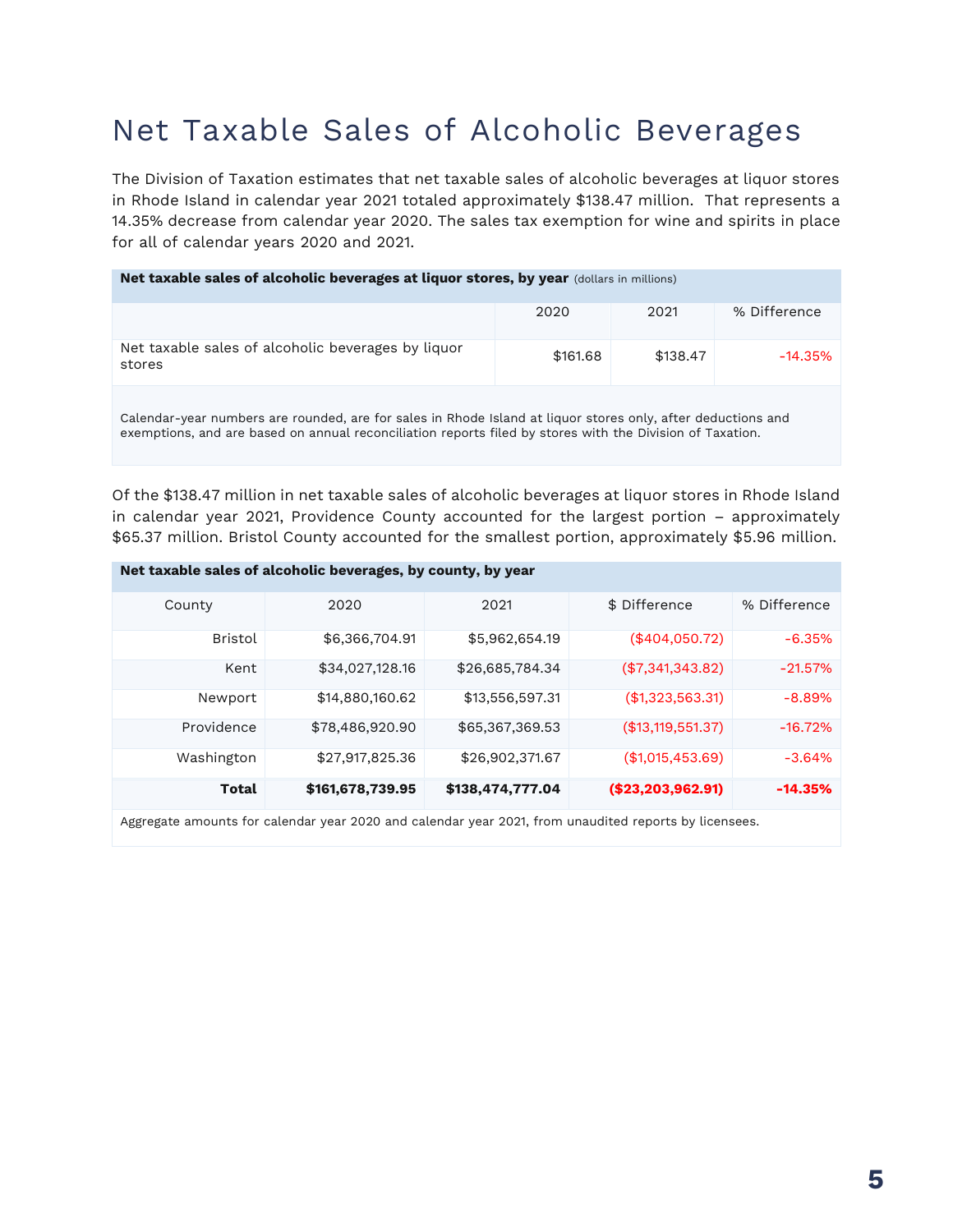# Net Taxable Sales of Alcoholic Beverages

The Division of Taxation estimates that net taxable sales of alcoholic beverages at liquor stores in Rhode Island in calendar year 2021 totaled approximately $138.47 million. That represents a 14.35% decrease from calendar year 2020. The sales tax exemption for wine and spirits in place for all of calendar years 2020 and 2021.

**Net taxable sales of alcoholic beverages at liquor stores, by year** (dollars in millions)

| | 2020 | 2021 | % Difference |
|---|---|---|---|
| Net taxable sales of alcoholic beverages by liquor stores | $161.68 | $138.47 | -14.35% |

Calendar-year numbers are rounded, are for sales in Rhode Island at liquor stores only, after deductions and exemptions, and are based on annual reconciliation reports filed by stores with the Division of Taxation.

Of the $138.47 million in net taxable sales of alcoholic beverages at liquor stores in Rhode Island in calendar year 2021, Providence County accounted for the largest portion – approximately $65.37 million. Bristol County accounted for the smallest portion, approximately $5.96 million.

**Net taxable sales of alcoholic beverages, by county, by year**

| County | 2020 | 2021 | $ Difference | % Difference |
|---|---|---|---|---|
| Bristol | $6,366,704.91 | $5,962,654.19 | ($404,050.72) | -6.35% |
| Kent | $34,027,128.16 | $26,685,784.34 | ($7,341,343.82) | -21.57% |
| Newport | $14,880,160.62 | $13,556,597.31 | ($1,323,563.31) | -8.89% |
| Providence | $78,486,920.90 | $65,367,369.53 | ($13,119,551.37) | -16.72% |
| Washington | $27,917,825.36 | $26,902,371.67 | ($1,015,453.69) | -3.64% |
| **Total** | **$161,678,739.95** | **$138,474,777.04** | **($23,203,962.91)** | **-14.35%** |

Aggregate amounts for calendar year 2020 and calendar year 2021, from unaudited reports by licensees.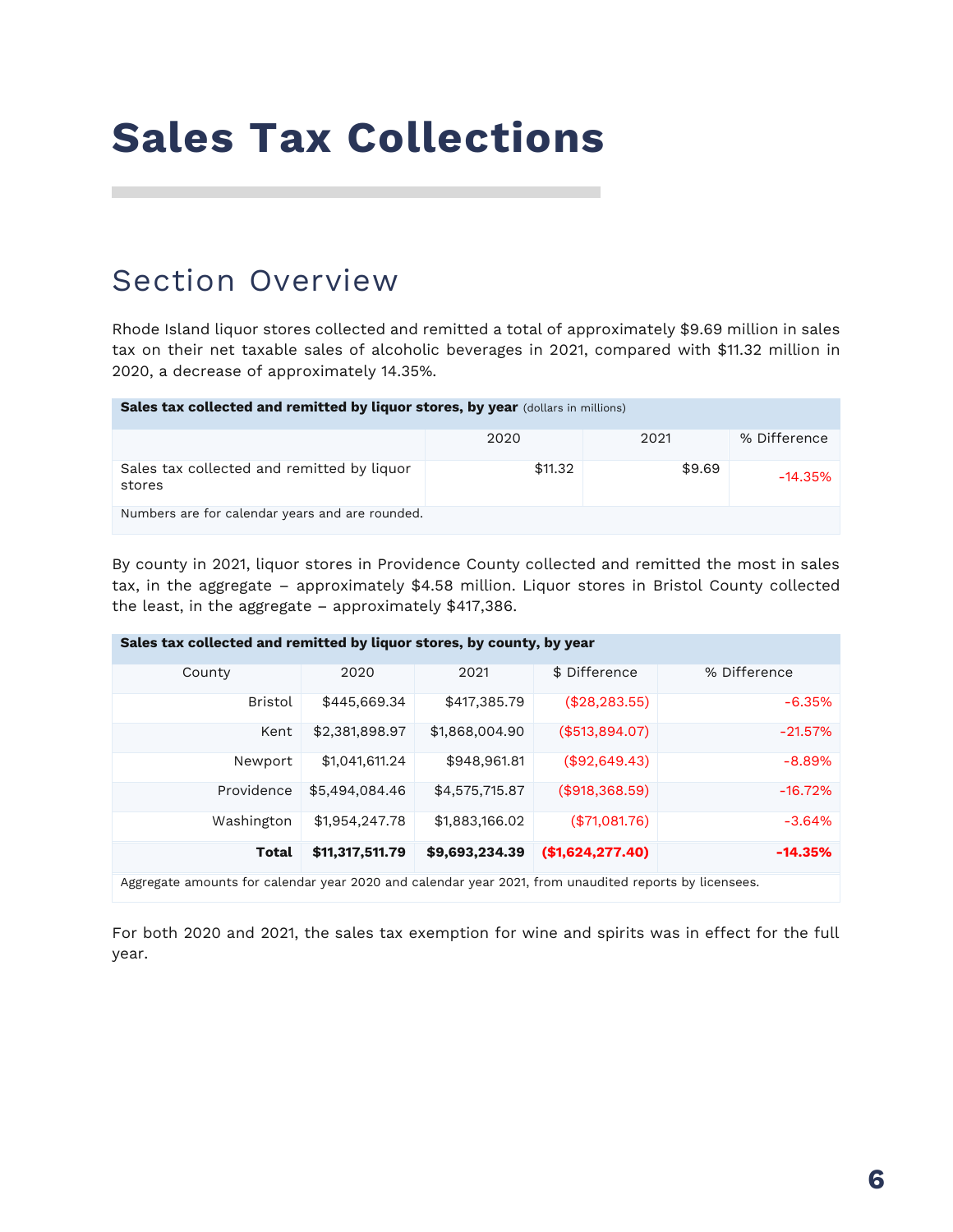# Sales Tax Collections

## Section Overview

Rhode Island liquor stores collected and remitted a total of approximately $9.69 million in sales tax on their net taxable sales of alcoholic beverages in 2021, compared with $11.32 million in 2020, a decrease of approximately 14.35%.

**Sales tax collected and remitted by liquor stores, by year** (dollars in millions)

| | 2020 | 2021 | % Difference |
|---|---|---|---|
| Sales tax collected and remitted by liquor stores | $11.32 | $9.69 | -14.35% |

Numbers are for calendar years and are rounded.

By county in 2021, liquor stores in Providence County collected and remitted the most in sales tax, in the aggregate – approximately $4.58 million. Liquor stores in Bristol County collected the least, in the aggregate – approximately $417,386.

**Sales tax collected and remitted by liquor stores, by county, by year**

| County | 2020 | 2021 | $ Difference | % Difference |
|---|---|---|---|---|
| Bristol | $445,669.34 | $417,385.79 | ($28,283.55) | -6.35% |
| Kent | $2,381,898.97 | $1,868,004.90 | ($513,894.07) | -21.57% |
| Newport | $1,041,611.24 | $948,961.81 | ($92,649.43) | -8.89% |
| Providence | $5,494,084.46 | $4,575,715.87 | ($918,368.59) | -16.72% |
| Washington | $1,954,247.78 | $1,883,166.02 | ($71,081.76) | -3.64% |
| **Total** | **$11,317,511.79** | **$9,693,234.39** | **($1,624,277.40)** | **-14.35%** |

Aggregate amounts for calendar year 2020 and calendar year 2021, from unaudited reports by licensees.

For both 2020 and 2021, the sales tax exemption for wine and spirits was in effect for the full year.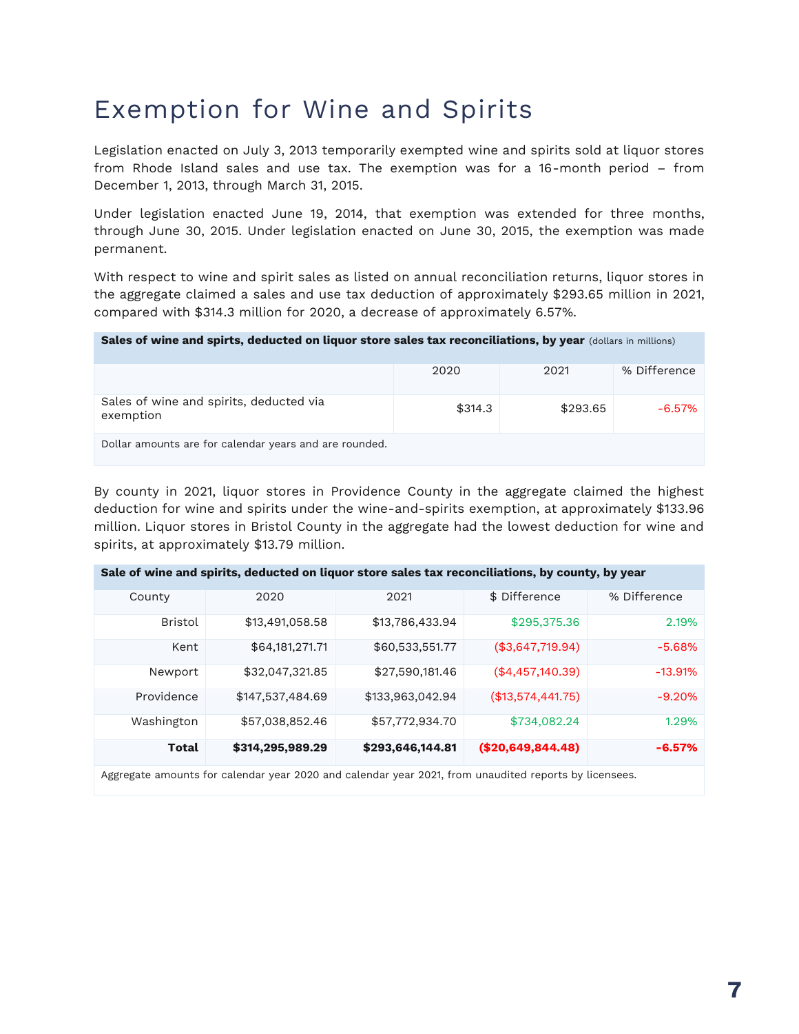# Exemption for Wine and Spirits

Legislation enacted on July 3, 2013 temporarily exempted wine and spirits sold at liquor stores from Rhode Island sales and use tax. The exemption was for a 16-month period – from December 1, 2013, through March 31, 2015.

Under legislation enacted June 19, 2014, that exemption was extended for three months, through June 30, 2015. Under legislation enacted on June 30, 2015, the exemption was made permanent.

With respect to wine and spirit sales as listed on annual reconciliation returns, liquor stores in the aggregate claimed a sales and use tax deduction of approximately $293.65 million in 2021, compared with $314.3 million for 2020, a decrease of approximately 6.57%.

**Sales of wine and spirts, deducted on liquor store sales tax reconciliations, by year** (dollars in millions)

| | 2020 | 2021 | % Difference |
|---|---|---|---|
| Sales of wine and spirits, deducted via exemption | $314.3 | $293.65 | -6.57% |

Dollar amounts are for calendar years and are rounded.

By county in 2021, liquor stores in Providence County in the aggregate claimed the highest deduction for wine and spirits under the wine-and-spirits exemption, at approximately $133.96 million. Liquor stores in Bristol County in the aggregate had the lowest deduction for wine and spirits, at approximately $13.79 million.

**Sale of wine and spirits, deducted on liquor store sales tax reconciliations, by county, by year**

| County | 2020 | 2021 | $ Difference | % Difference |
|---|---|---|---|---|
| Bristol | $13,491,058.58 | $13,786,433.94 | $295,375.36 | 2.19% |
| Kent | $64,181,271.71 | $60,533,551.77 | ($3,647,719.94) | -5.68% |
| Newport | $32,047,321.85 | $27,590,181.46 | ($4,457,140.39) | -13.91% |
| Providence | $147,537,484.69 | $133,963,042.94 | ($13,574,441.75) | -9.20% |
| Washington | $57,038,852.46 | $57,772,934.70 | $734,082.24 | 1.29% |
| **Total** | **$314,295,989.29** | **$293,646,144.81** | **($20,649,844.48)** | **-6.57%** |

Aggregate amounts for calendar year 2020 and calendar year 2021, from unaudited reports by licensees.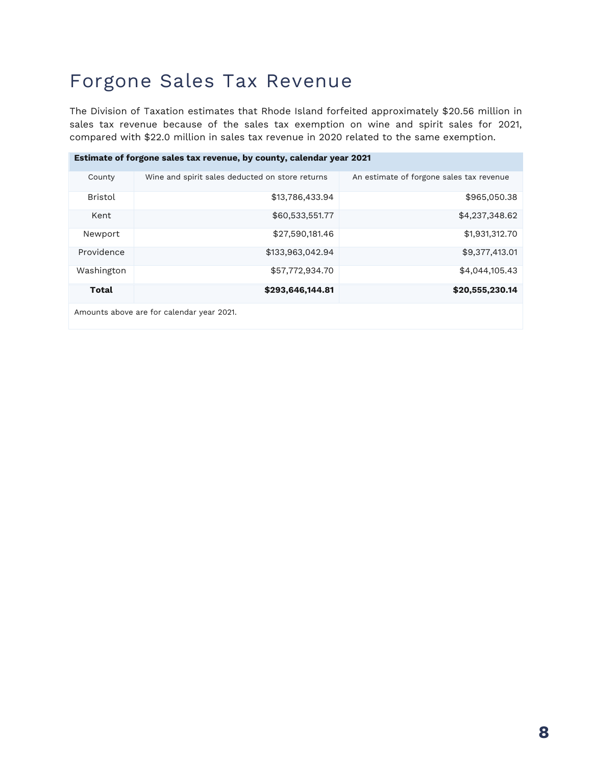# Forgone Sales Tax Revenue

The Division of Taxation estimates that Rhode Island forfeited approximately $20.56 million in sales tax revenue because of the sales tax exemption on wine and spirit sales for 2021, compared with $22.0 million in sales tax revenue in 2020 related to the same exemption.

**Estimate of forgone sales tax revenue, by county, calendar year 2021**

| County | Wine and spirit sales deducted on store returns | An estimate of forgone sales tax revenue |
|---|---:|---:|
| Bristol | $13,786,433.94 | $965,050.38 |
| Kent | $60,533,551.77 | $4,237,348.62 |
| Newport | $27,590,181.46 | $1,931,312.70 |
| Providence | $133,963,042.94 | $9,377,413.01 |
| Washington | $57,772,934.70 | $4,044,105.43 |
| **Total** | **$293,646,144.81** | **$20,555,230.14** |

Amounts above are for calendar year 2021.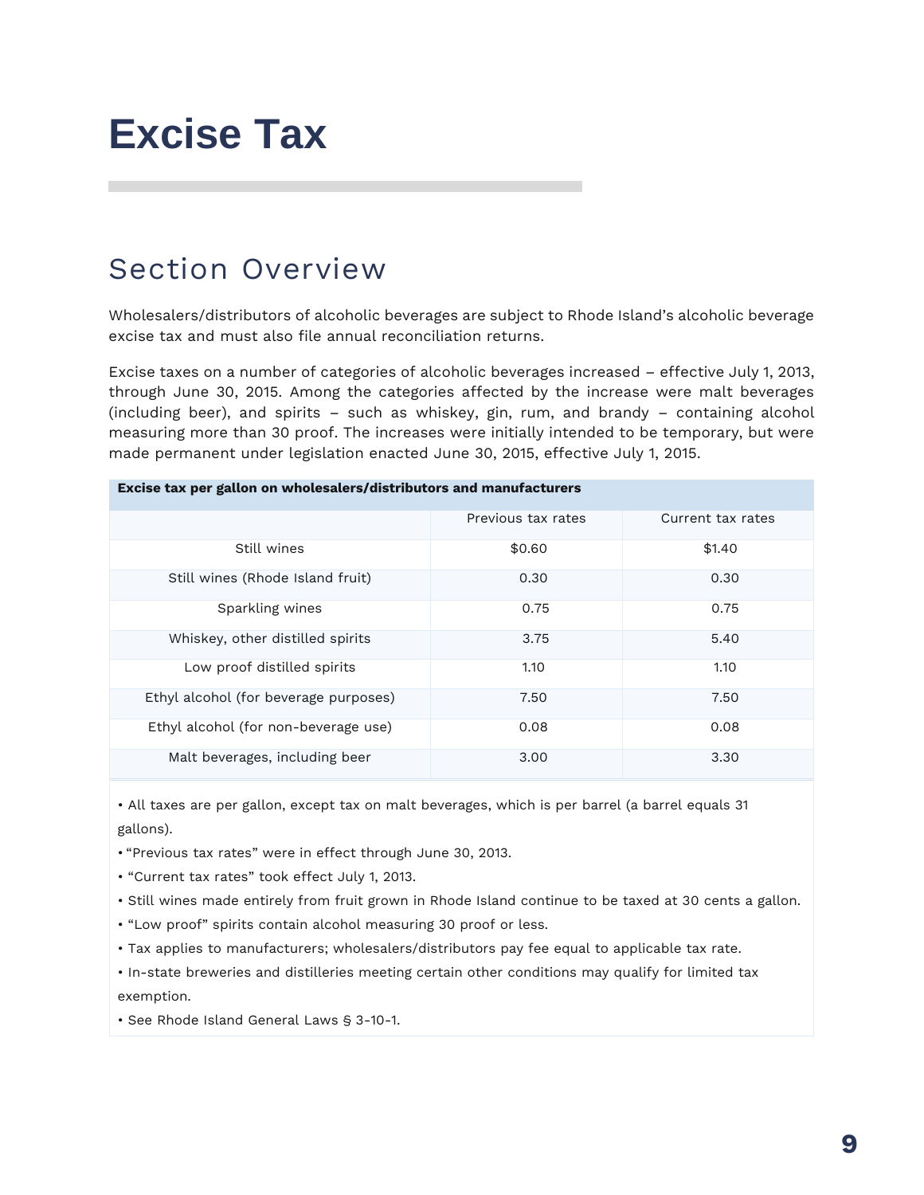# Excise Tax

## Section Overview

Wholesalers/distributors of alcoholic beverages are subject to Rhode Island's alcoholic beverage excise tax and must also file annual reconciliation returns.

Excise taxes on a number of categories of alcoholic beverages increased – effective July 1, 2013, through June 30, 2015. Among the categories affected by the increase were malt beverages (including beer), and spirits – such as whiskey, gin, rum, and brandy – containing alcohol measuring more than 30 proof. The increases were initially intended to be temporary, but were made permanent under legislation enacted June 30, 2015, effective July 1, 2015.

**Excise tax per gallon on wholesalers/distributors and manufacturers**

| | Previous tax rates | Current tax rates |
|---|---|---|
| Still wines | $0.60 | $1.40 |
| Still wines (Rhode Island fruit) | 0.30 | 0.30 |
| Sparkling wines | 0.75 | 0.75 |
| Whiskey, other distilled spirits | 3.75 | 5.40 |
| Low proof distilled spirits | 1.10 | 1.10 |
| Ethyl alcohol (for beverage purposes) | 7.50 | 7.50 |
| Ethyl alcohol (for non-beverage use) | 0.08 | 0.08 |
| Malt beverages, including beer | 3.00 | 3.30 |

- All taxes are per gallon, except tax on malt beverages, which is per barrel (a barrel equals 31 gallons).
- "Previous tax rates" were in effect through June 30, 2013.
- "Current tax rates" took effect July 1, 2013.
- Still wines made entirely from fruit grown in Rhode Island continue to be taxed at 30 cents a gallon.
- "Low proof" spirits contain alcohol measuring 30 proof or less.
- Tax applies to manufacturers; wholesalers/distributors pay fee equal to applicable tax rate.
- In-state breweries and distilleries meeting certain other conditions may qualify for limited tax exemption.
- See Rhode Island General Laws § 3-10-1.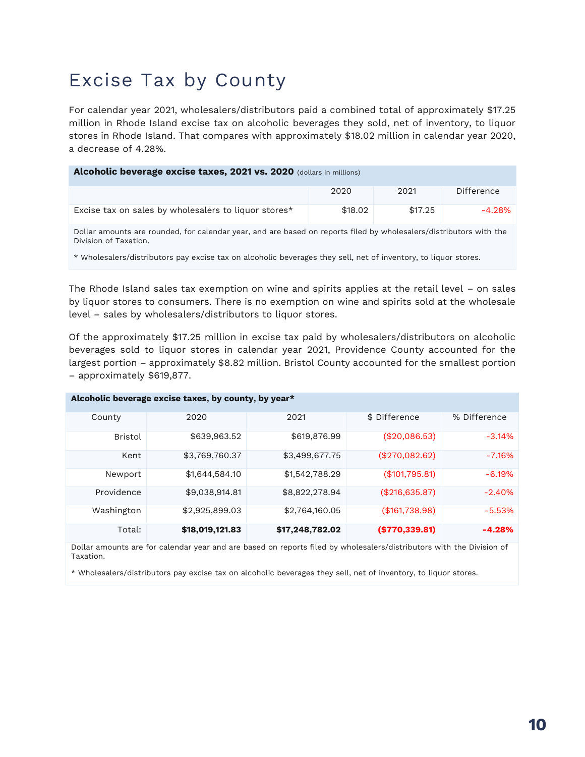# Excise Tax by County

For calendar year 2021, wholesalers/distributors paid a combined total of approximately $17.25 million in Rhode Island excise tax on alcoholic beverages they sold, net of inventory, to liquor stores in Rhode Island. That compares with approximately $18.02 million in calendar year 2020, a decrease of 4.28%.

**Alcoholic beverage excise taxes, 2021 vs. 2020** (dollars in millions)

| | 2020 | 2021 | Difference |
|---|---|---|---|
| Excise tax on sales by wholesalers to liquor stores* | $18.02 | $17.25 | -4.28% |

Dollar amounts are rounded, for calendar year, and are based on reports filed by wholesalers/distributors with the Division of Taxation.

* Wholesalers/distributors pay excise tax on alcoholic beverages they sell, net of inventory, to liquor stores.

The Rhode Island sales tax exemption on wine and spirits applies at the retail level – on sales by liquor stores to consumers. There is no exemption on wine and spirits sold at the wholesale level – sales by wholesalers/distributors to liquor stores.

Of the approximately $17.25 million in excise tax paid by wholesalers/distributors on alcoholic beverages sold to liquor stores in calendar year 2021, Providence County accounted for the largest portion – approximately $8.82 million. Bristol County accounted for the smallest portion – approximately $619,877.

**Alcoholic beverage excise taxes, by county, by year***

| County | 2020 | 2021 | $ Difference | % Difference |
|---|---|---|---|---|
| Bristol | $639,963.52 | $619,876.99 | ($20,086.53) | -3.14% |
| Kent | $3,769,760.37 | $3,499,677.75 | ($270,082.62) | -7.16% |
| Newport | $1,644,584.10 | $1,542,788.29 | ($101,795.81) | -6.19% |
| Providence | $9,038,914.81 | $8,822,278.94 | ($216,635.87) | -2.40% |
| Washington | $2,925,899.03 | $2,764,160.05 | ($161,738.98) | -5.53% |
| Total: | **$18,019,121.83** | **$17,248,782.02** | **($770,339.81)** | **-4.28%** |

Dollar amounts are for calendar year and are based on reports filed by wholesalers/distributors with the Division of Taxation.

* Wholesalers/distributors pay excise tax on alcoholic beverages they sell, net of inventory, to liquor stores.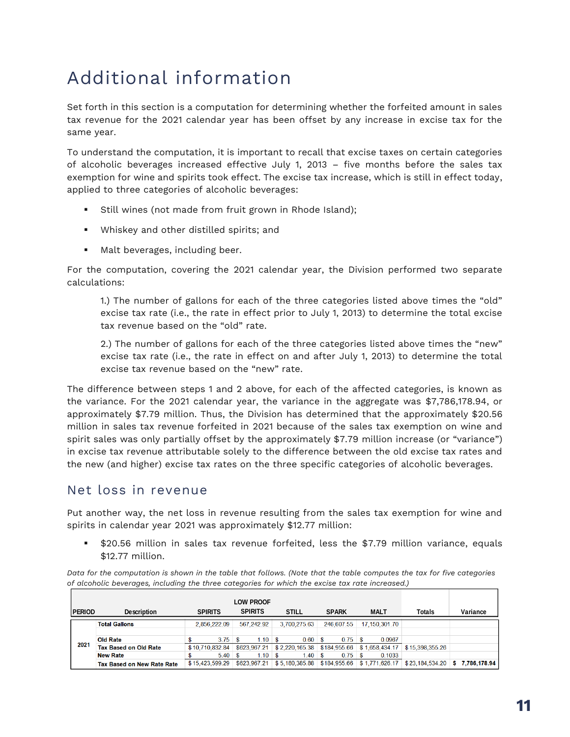# Additional information

Set forth in this section is a computation for determining whether the forfeited amount in sales tax revenue for the 2021 calendar year has been offset by any increase in excise tax for the same year.

To understand the computation, it is important to recall that excise taxes on certain categories of alcoholic beverages increased effective July 1, 2013 – five months before the sales tax exemption for wine and spirits took effect. The excise tax increase, which is still in effect today, applied to three categories of alcoholic beverages:

- Still wines (not made from fruit grown in Rhode Island);
- Whiskey and other distilled spirits; and
- Malt beverages, including beer.

For the computation, covering the 2021 calendar year, the Division performed two separate calculations:

> 1.) The number of gallons for each of the three categories listed above times the "old" excise tax rate (i.e., the rate in effect prior to July 1, 2013) to determine the total excise tax revenue based on the "old" rate.
>
> 2.) The number of gallons for each of the three categories listed above times the "new" excise tax rate (i.e., the rate in effect on and after July 1, 2013) to determine the total excise tax revenue based on the "new" rate.

The difference between steps 1 and 2 above, for each of the affected categories, is known as the variance. For the 2021 calendar year, the variance in the aggregate was $7,786,178.94, or approximately $7.79 million. Thus, the Division has determined that the approximately $20.56 million in sales tax revenue forfeited in 2021 because of the sales tax exemption on wine and spirit sales was only partially offset by the approximately $7.79 million increase (or "variance") in excise tax revenue attributable solely to the difference between the old excise tax rates and the new (and higher) excise tax rates on the three specific categories of alcoholic beverages.

## Net loss in revenue

Put another way, the net loss in revenue resulting from the sales tax exemption for wine and spirits in calendar year 2021 was approximately $12.77 million:

- $20.56 million in sales tax revenue forfeited, less the $7.79 million variance, equals $12.77 million.

*Data for the computation is shown in the table that follows. (Note that the table computes the tax for five categories of alcoholic beverages, including the three categories for which the excise tax rate increased.)*

| PERIOD | Description | SPIRITS | LOW PROOF SPIRITS | STILL | SPARK | MALT | Totals | Variance |
|---|---|---|---|---|---|---|---|---|
| 2021 | **Total Gallons** | 2,856,222.09 | 567,242.92 | 3,700,275.63 | 246,607.55 | 17,150,301.70 | | |
| | **Old Rate** | $ 3.75 | $ 1.10 | $ 0.60 | $ 0.75 | $ 0.0967 | | |
| | **Tax Based on Old Rate** | $ 10,710,832.84 | $623,967.21 | $ 2,220,165.38 | $184,955.66 | $ 1,658,434.17 | $ 15,398,355.26 | |
| | **New Rate** | $ 5.40 | $ 1.10 | $ 1.40 | $ 0.75 | $ 0.1033 | | |
| | **Tax Based on New Rate Rate** | $ 15,423,599.29 | $623,967.21 | $ 5,180,385.88 | $184,955.66 | $ 1,771,626.17 | $ 23,184,534.20 | **$ 7,786,178.94** |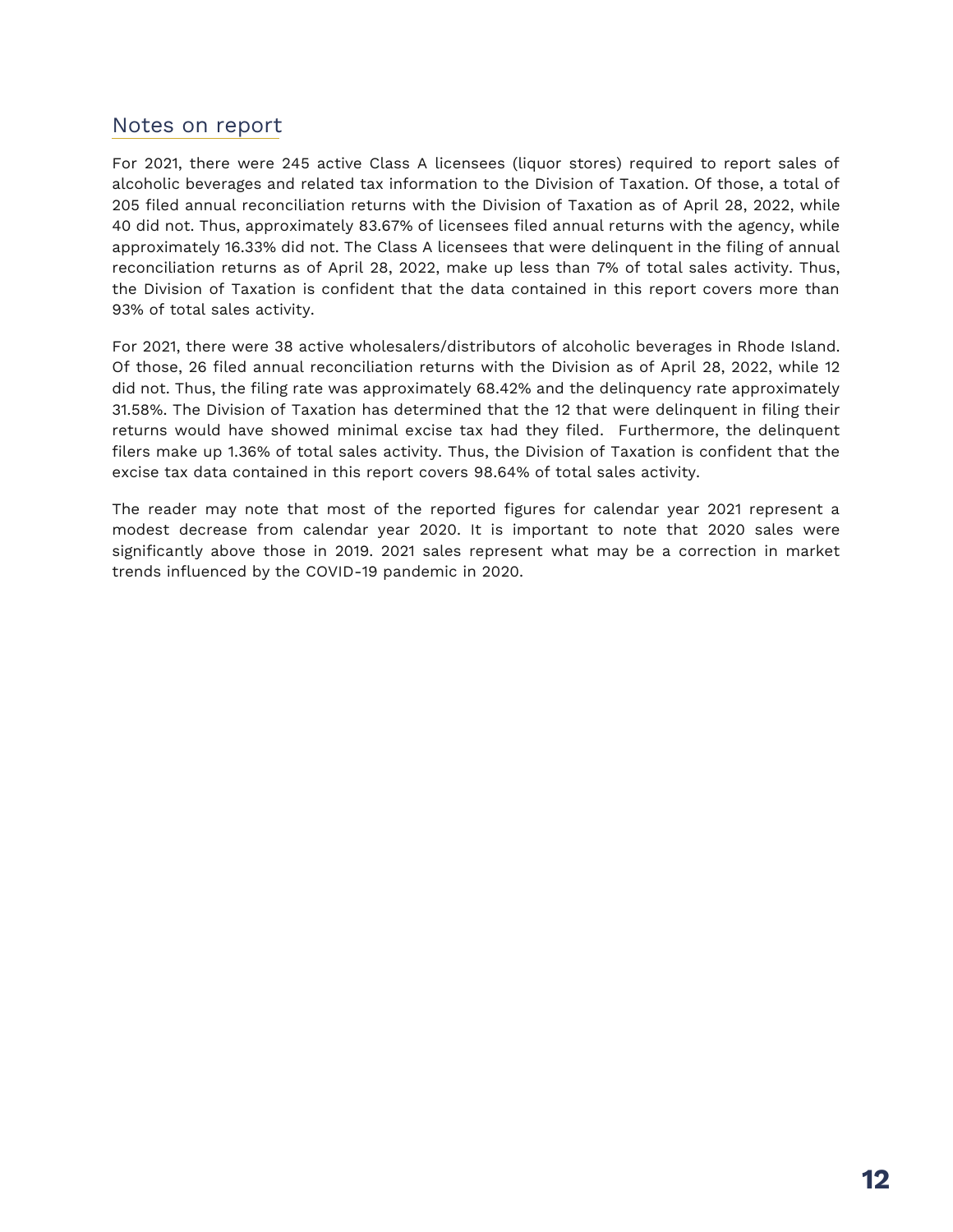## Notes on report

For 2021, there were 245 active Class A licensees (liquor stores) required to report sales of alcoholic beverages and related tax information to the Division of Taxation. Of those, a total of 205 filed annual reconciliation returns with the Division of Taxation as of April 28, 2022, while 40 did not. Thus, approximately 83.67% of licensees filed annual returns with the agency, while approximately 16.33% did not. The Class A licensees that were delinquent in the filing of annual reconciliation returns as of April 28, 2022, make up less than 7% of total sales activity. Thus, the Division of Taxation is confident that the data contained in this report covers more than 93% of total sales activity.

For 2021, there were 38 active wholesalers/distributors of alcoholic beverages in Rhode Island. Of those, 26 filed annual reconciliation returns with the Division as of April 28, 2022, while 12 did not. Thus, the filing rate was approximately 68.42% and the delinquency rate approximately 31.58%. The Division of Taxation has determined that the 12 that were delinquent in filing their returns would have showed minimal excise tax had they filed. Furthermore, the delinquent filers make up 1.36% of total sales activity. Thus, the Division of Taxation is confident that the excise tax data contained in this report covers 98.64% of total sales activity.

The reader may note that most of the reported figures for calendar year 2021 represent a modest decrease from calendar year 2020. It is important to note that 2020 sales were significantly above those in 2019. 2021 sales represent what may be a correction in market trends influenced by the COVID-19 pandemic in 2020.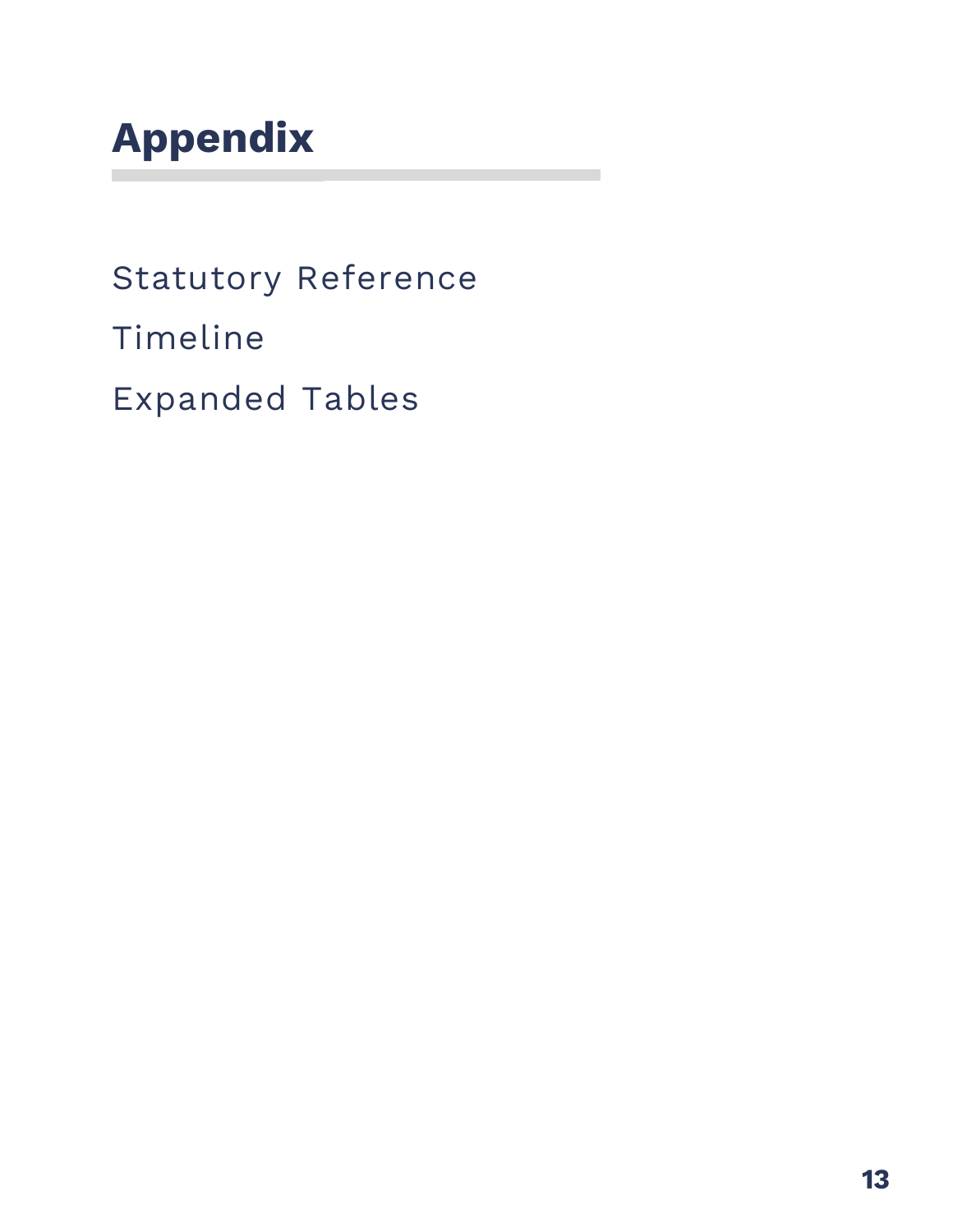# Appendix

Statutory Reference

Timeline

Expanded Tables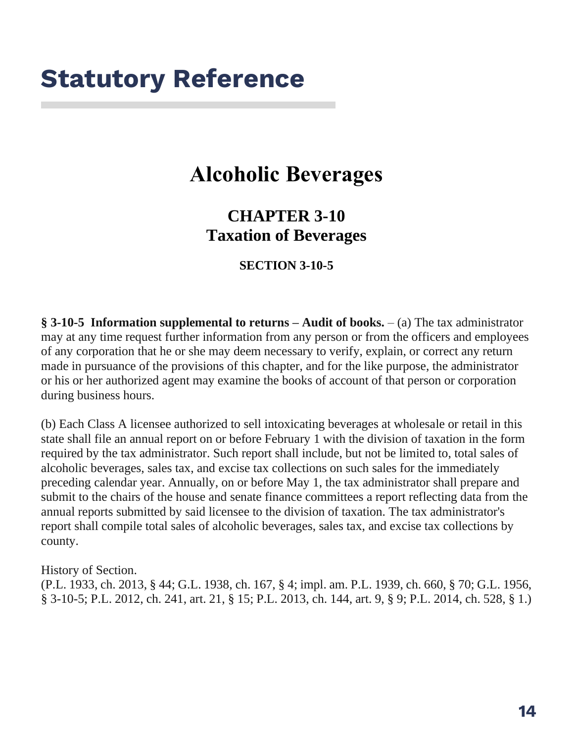# Statutory Reference

## Alcoholic Beverages

### CHAPTER 3-10
### Taxation of Beverages

#### SECTION 3-10-5

**§ 3-10-5 Information supplemental to returns – Audit of books.** – (a) The tax administrator may at any time request further information from any person or from the officers and employees of any corporation that he or she may deem necessary to verify, explain, or correct any return made in pursuance of the provisions of this chapter, and for the like purpose, the administrator or his or her authorized agent may examine the books of account of that person or corporation during business hours.

(b) Each Class A licensee authorized to sell intoxicating beverages at wholesale or retail in this state shall file an annual report on or before February 1 with the division of taxation in the form required by the tax administrator. Such report shall include, but not be limited to, total sales of alcoholic beverages, sales tax, and excise tax collections on such sales for the immediately preceding calendar year. Annually, on or before May 1, the tax administrator shall prepare and submit to the chairs of the house and senate finance committees a report reflecting data from the annual reports submitted by said licensee to the division of taxation. The tax administrator's report shall compile total sales of alcoholic beverages, sales tax, and excise tax collections by county.

History of Section.
(P.L. 1933, ch. 2013, § 44; G.L. 1938, ch. 167, § 4; impl. am. P.L. 1939, ch. 660, § 70; G.L. 1956, § 3-10-5; P.L. 2012, ch. 241, art. 21, § 15; P.L. 2013, ch. 144, art. 9, § 9; P.L. 2014, ch. 528, § 1.)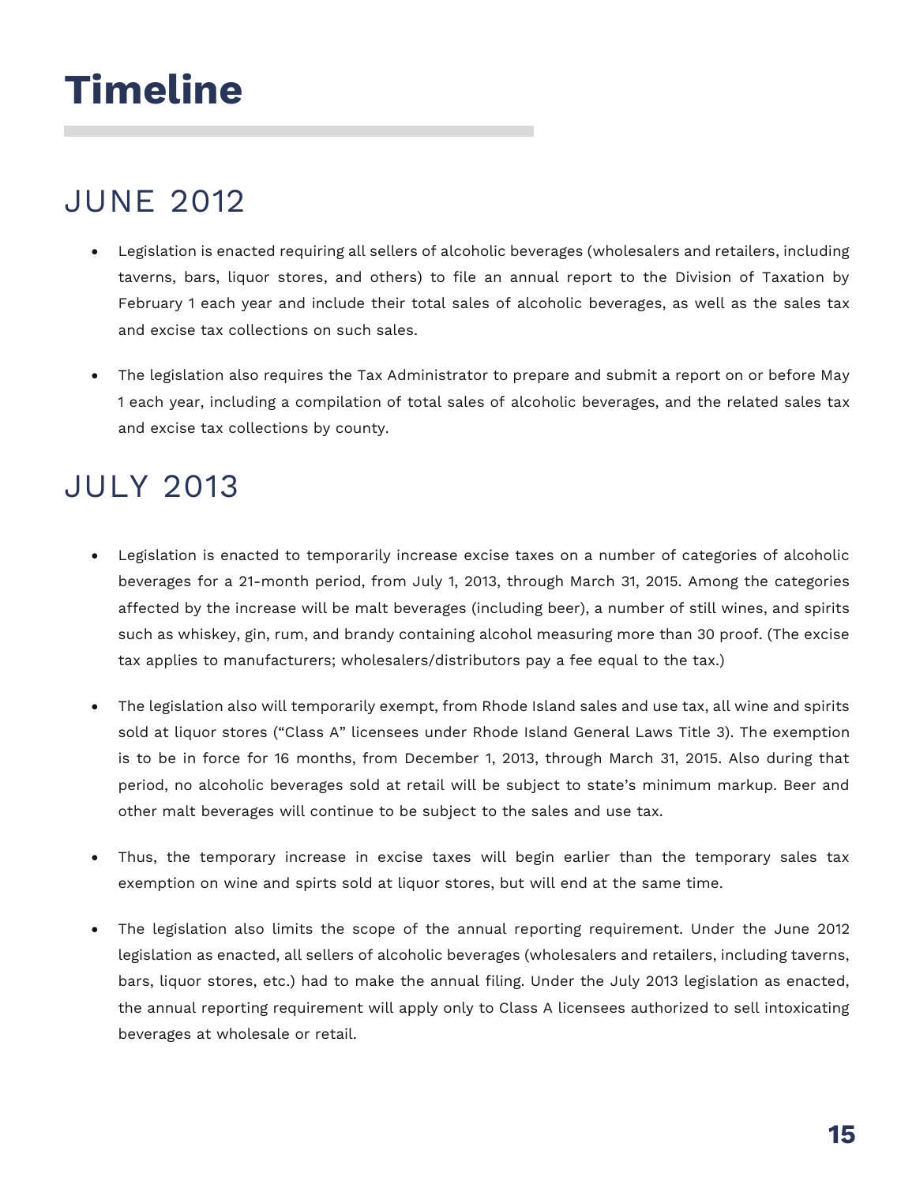# Timeline

## JUNE 2012

- Legislation is enacted requiring all sellers of alcoholic beverages (wholesalers and retailers, including taverns, bars, liquor stores, and others) to file an annual report to the Division of Taxation by February 1 each year and include their total sales of alcoholic beverages, as well as the sales tax and excise tax collections on such sales.
- The legislation also requires the Tax Administrator to prepare and submit a report on or before May 1 each year, including a compilation of total sales of alcoholic beverages, and the related sales tax and excise tax collections by county.

## JULY 2013

- Legislation is enacted to temporarily increase excise taxes on a number of categories of alcoholic beverages for a 21-month period, from July 1, 2013, through March 31, 2015. Among the categories affected by the increase will be malt beverages (including beer), a number of still wines, and spirits such as whiskey, gin, rum, and brandy containing alcohol measuring more than 30 proof. (The excise tax applies to manufacturers; wholesalers/distributors pay a fee equal to the tax.)
- The legislation also will temporarily exempt, from Rhode Island sales and use tax, all wine and spirits sold at liquor stores ("Class A" licensees under Rhode Island General Laws Title 3). The exemption is to be in force for 16 months, from December 1, 2013, through March 31, 2015. Also during that period, no alcoholic beverages sold at retail will be subject to state's minimum markup. Beer and other malt beverages will continue to be subject to the sales and use tax.
- Thus, the temporary increase in excise taxes will begin earlier than the temporary sales tax exemption on wine and spirts sold at liquor stores, but will end at the same time.
- The legislation also limits the scope of the annual reporting requirement. Under the June 2012 legislation as enacted, all sellers of alcoholic beverages (wholesalers and retailers, including taverns, bars, liquor stores, etc.) had to make the annual filing. Under the July 2013 legislation as enacted, the annual reporting requirement will apply only to Class A licensees authorized to sell intoxicating beverages at wholesale or retail.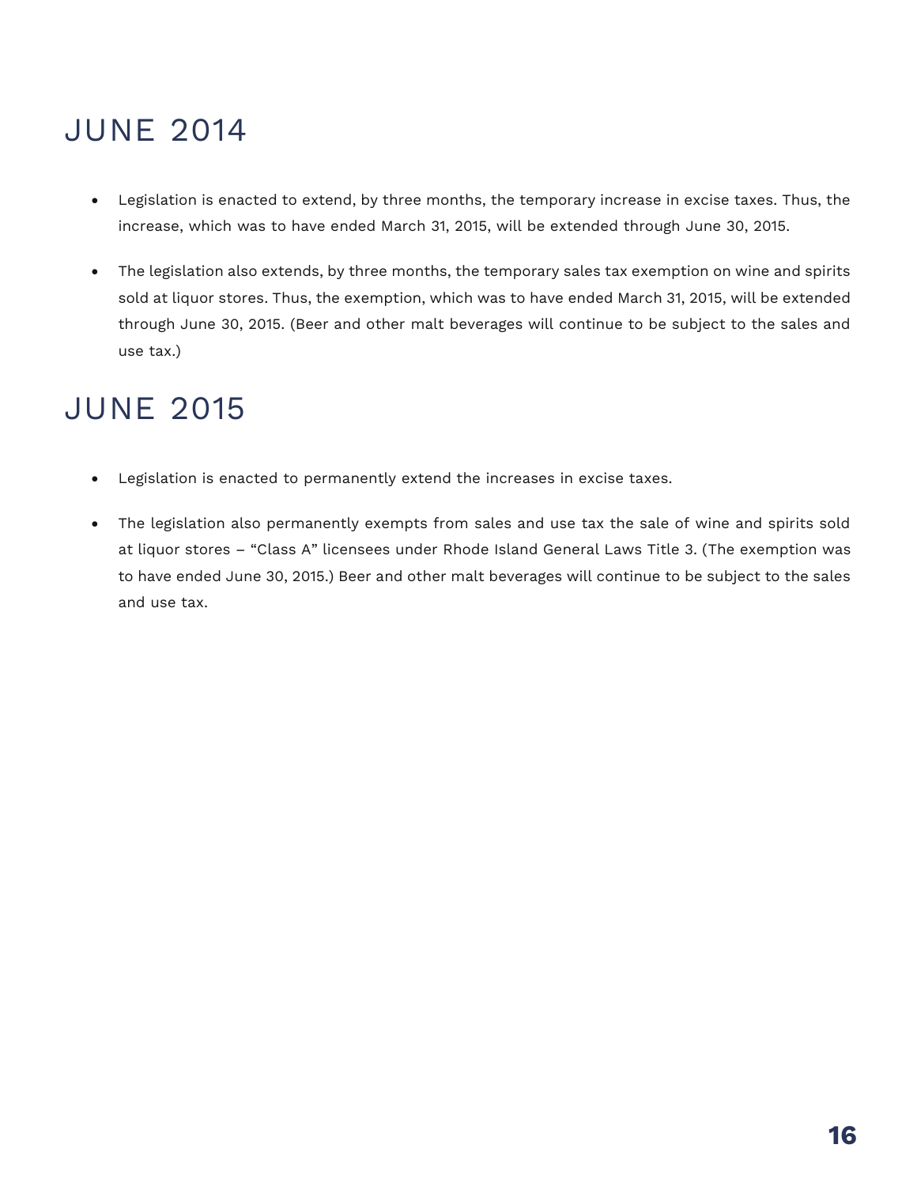## JUNE 2014

- Legislation is enacted to extend, by three months, the temporary increase in excise taxes. Thus, the increase, which was to have ended March 31, 2015, will be extended through June 30, 2015.
- The legislation also extends, by three months, the temporary sales tax exemption on wine and spirits sold at liquor stores. Thus, the exemption, which was to have ended March 31, 2015, will be extended through June 30, 2015. (Beer and other malt beverages will continue to be subject to the sales and use tax.)

## JUNE 2015

- Legislation is enacted to permanently extend the increases in excise taxes.
- The legislation also permanently exempts from sales and use tax the sale of wine and spirits sold at liquor stores – "Class A" licensees under Rhode Island General Laws Title 3. (The exemption was to have ended June 30, 2015.) Beer and other malt beverages will continue to be subject to the sales and use tax.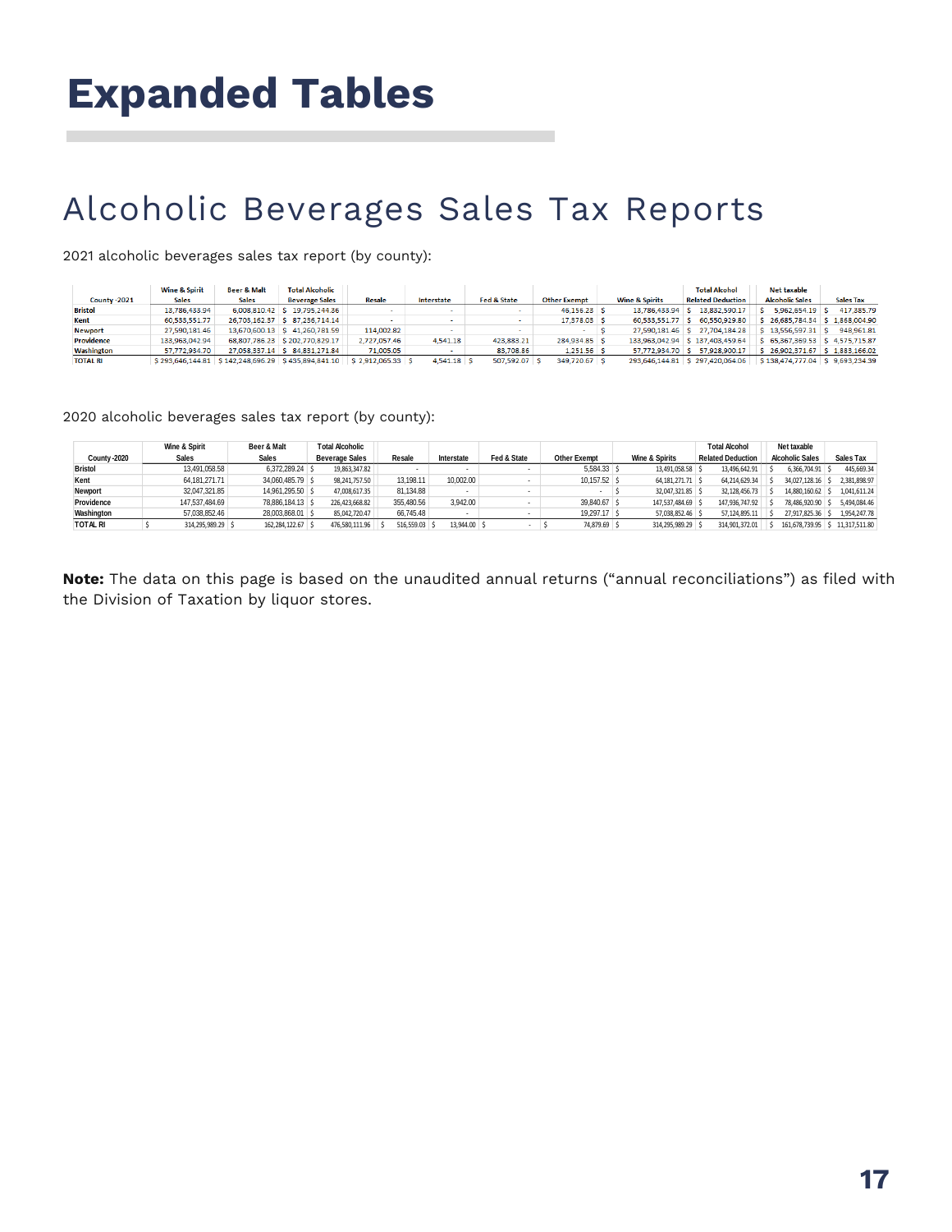# Expanded Tables

## Alcoholic Beverages Sales Tax Reports

2021 alcoholic beverages sales tax report (by county):

| County -2021 | Wine & Spirit Sales | Beer & Malt Sales | Total Alcoholic Beverage Sales | Resale | Interstate | Fed & State | Other Exempt | Wine & Spirits | Total Alcohol Related Deduction | Net taxable Alcoholic Sales | Sales Tax |
|---|---|---|---|---|---|---|---|---|---|---|---|
| Bristol | 13,786,433.94 | 6,008,810.42 | $ 19,795,244.36 | - | - | - | 46,156.23 | $ 13,786,433.94 | $ 13,832,590.17 | $ 5,962,654.19 | $ 417,385.79 |
| Kent | 60,533,551.77 | 26,703,162.37 | $ 87,236,714.14 | - | - | - | 17,378.03 | $ 60,533,551.77 | $ 60,550,929.80 | $ 26,685,784.34 | $ 1,868,004.90 |
| Newport | 27,590,181.46 | 13,670,600.13 | $ 41,260,781.59 | 114,002.82 | - | - | - | $ 27,590,181.46 | $ 27,704,184.28 | $ 13,556,597.31 | $ 948,961.81 |
| Providence | 133,963,042.94 | 68,807,786.23 | $ 202,770,829.17 | 2,727,057.46 | 4,541.18 | 423,883.21 | 284,934.85 | $ 133,963,042.94 | $ 137,403,459.64 | $ 65,367,369.53 | $ 4,575,715.87 |
| Washington | 57,772,934.70 | 27,058,337.14 | $ 84,831,271.84 | 71,005.05 | - | 83,708.86 | 1,251.56 | $ 57,772,934.70 | $ 57,928,900.17 | $ 26,902,371.67 | $ 1,883,166.02 |
| TOTAL RI | $ 293,646,144.81 | $ 142,248,696.29 | $ 435,894,841.10 | $ 2,912,065.33 | $ 4,541.18 | $ 507,592.07 | $ 349,720.67 | $ 293,646,144.81 | $ 297,420,064.06 | $ 138,474,777.04 | $ 9,693,234.39 |

2020 alcoholic beverages sales tax report (by county):

| County -2020 | Wine & Spirit Sales | Beer & Malt Sales | Total Alcoholic Beverage Sales | Resale | Interstate | Fed & State | Other Exempt | Wine & Spirits | Total Alcohol Related Deduction | Net taxable Alcoholic Sales | Sales Tax |
|---|---|---|---|---|---|---|---|---|---|---|---|
| Bristol | 13,491,058.58 | 6,372,289.24 | $ 19,863,347.82 | - | - | - | 5,584.33 | $ 13,491,058.58 | $ 13,496,642.91 | $ 6,366,704.91 | $ 445,669.34 |
| Kent | 64,181,271.71 | 34,060,485.79 | $ 98,241,757.50 | 13,198.11 | 10,002.00 | - | 10,157.52 | $ 64,181,271.71 | $ 64,214,629.34 | $ 34,027,128.16 | $ 2,381,898.97 |
| Newport | 32,047,321.85 | 14,961,295.50 | $ 47,008,617.35 | 81,134.88 | - | - | - | $ 32,047,321.85 | $ 32,128,456.73 | $ 14,880,160.62 | $ 1,041,611.24 |
| Providence | 147,537,484.69 | 78,886,184.13 | $ 226,423,668.82 | 355,480.56 | 3,942.00 | - | 39,840.67 | $ 147,537,484.69 | $ 147,936,747.92 | $ 78,486,920.90 | $ 5,494,084.46 |
| Washington | 57,038,852.46 | 28,003,868.01 | $ 85,042,720.47 | 66,745.48 | - | - | 19,297.17 | $ 57,038,852.46 | $ 57,124,895.11 | $ 27,917,825.36 | $ 1,954,247.78 |
| TOTAL RI | $ 314,295,989.29 | $ 162,284,122.67 | $ 476,580,111.96 | $ 516,559.03 | $ 13,944.00 | $ - | $ 74,879.69 | $ 314,295,989.29 | $ 314,901,372.01 | $ 161,678,739.95 | $ 11,317,511.80 |

**Note:** The data on this page is based on the unaudited annual returns ("annual reconciliations") as filed with the Division of Taxation by liquor stores.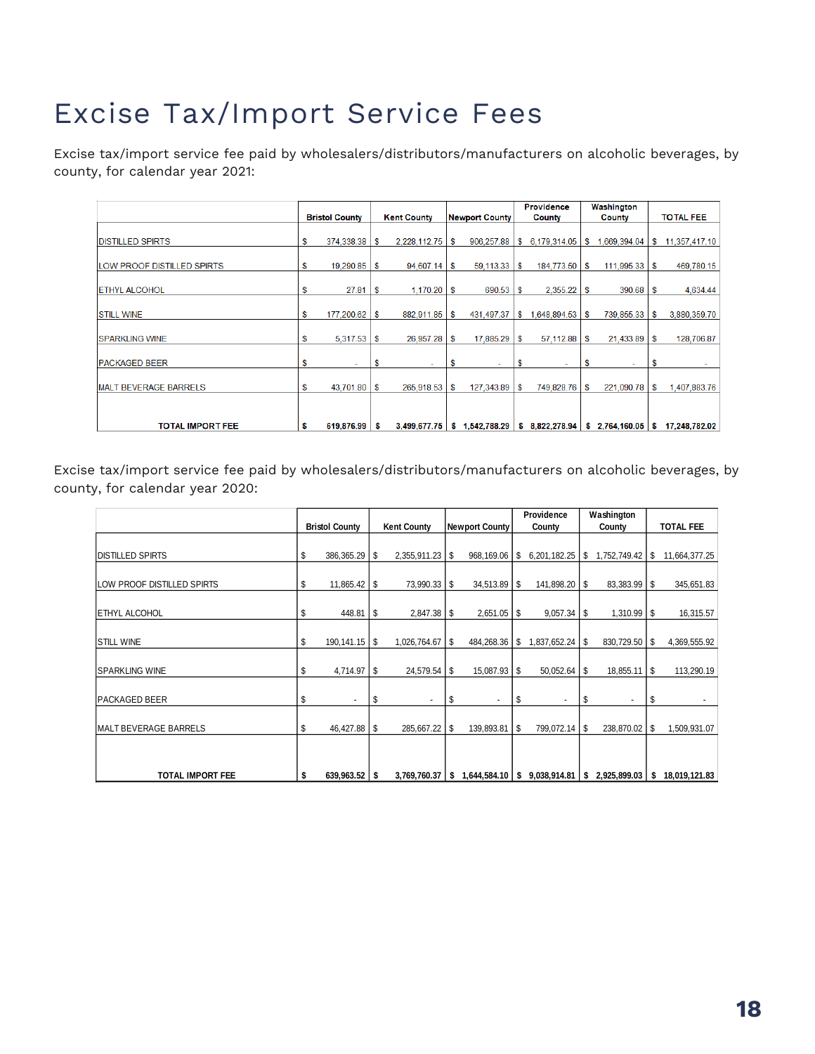# Excise Tax/Import Service Fees

Excise tax/import service fee paid by wholesalers/distributors/manufacturers on alcoholic beverages, by county, for calendar year 2021:

| | Bristol County | Kent County | Newport County | Providence County | Washington County | TOTAL FEE |
|---|---|---|---|---|---|---|
| DISTILLED SPIRTS | $ 374,338.38 | $ 2,228,112.75 | $ 906,257.88 | $ 6,179,314.05 | $ 1,669,394.04 | $ 11,357,417.10 |
| LOW PROOF DISTILLED SPIRTS | $ 19,290.85 | $ 94,607.14 | $ 59,113.33 | $ 184,773.50 | $ 111,995.33 | $ 469,780.15 |
| ETHYL ALCOHOL | $ 27.81 | $ 1,170.20 | $ 690.53 | $ 2,355.22 | $ 390.68 | $ 4,634.44 |
| STILL WINE | $ 177,200.62 | $ 882,911.85 | $ 431,497.37 | $ 1,648,894.53 | $ 739,855.33 | $ 3,880,359.70 |
| SPARKLING WINE | $ 5,317.53 | $ 26,957.28 | $ 17,885.29 | $ 57,112.88 | $ 21,433.89 | $ 128,706.87 |
| PACKAGED BEER | $ - | $ - | $ - | $ - | $ - | $ - |
| MALT BEVERAGE BARRELS | $ 43,701.80 | $ 265,918.53 | $ 127,343.89 | $ 749,828.76 | $ 221,090.78 | $ 1,407,883.76 |
| **TOTAL IMPORT FEE** | **$ 619,876.99** | **$ 3,499,677.75** | **$ 1,542,788.29** | **$ 8,822,278.94** | **$ 2,764,160.05** | **$ 17,248,782.02** |

Excise tax/import service fee paid by wholesalers/distributors/manufacturers on alcoholic beverages, by county, for calendar year 2020:

| | Bristol County | Kent County | Newport County | Providence County | Washington County | TOTAL FEE |
|---|---|---|---|---|---|---|
| DISTILLED SPIRTS | $ 386,365.29 | $ 2,355,911.23 | $ 968,169.06 | $ 6,201,182.25 | $ 1,752,749.42 | $ 11,664,377.25 |
| LOW PROOF DISTILLED SPIRTS | $ 11,865.42 | $ 73,990.33 | $ 34,513.89 | $ 141,898.20 | $ 83,383.99 | $ 345,651.83 |
| ETHYL ALCOHOL | $ 448.81 | $ 2,847.38 | $ 2,651.05 | $ 9,057.34 | $ 1,310.99 | $ 16,315.57 |
| STILL WINE | $ 190,141.15 | $ 1,026,764.67 | $ 484,268.36 | $ 1,837,652.24 | $ 830,729.50 | $ 4,369,555.92 |
| SPARKLING WINE | $ 4,714.97 | $ 24,579.54 | $ 15,087.93 | $ 50,052.64 | $ 18,855.11 | $ 113,290.19 |
| PACKAGED BEER | $ - | $ - | $ - | $ - | $ - | $ - |
| MALT BEVERAGE BARRELS | $ 46,427.88 | $ 285,667.22 | $ 139,893.81 | $ 799,072.14 | $ 238,870.02 | $ 1,509,931.07 |
| **TOTAL IMPORT FEE** | **$ 639,963.52** | **$ 3,769,760.37** | **$ 1,644,584.10** | **$ 9,038,914.81** | **$ 2,925,899.03** | **$ 18,019,121.83** |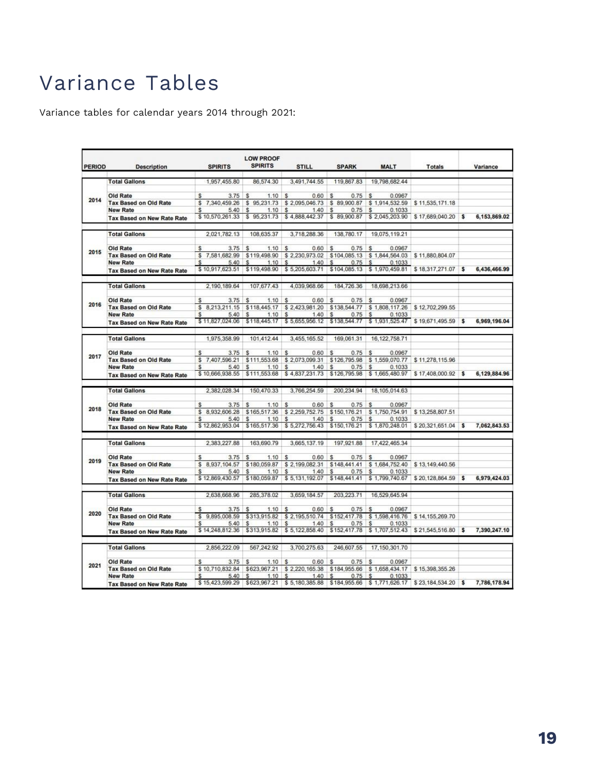# Variance Tables

Variance tables for calendar years 2014 through 2021:

| PERIOD | Description | SPIRITS | LOW PROOF SPIRITS | STILL | SPARK | MALT | Totals | Variance |
|---|---|---|---|---|---|---|---|---|
| 2014 | Total Gallons | 1,957,455.80 | 86,574.30 | 3,491,744.55 | 119,867.83 | 19,798,682.44 | | |
| | Old Rate | $ 3.75 | $ 1.10 | $ 0.60 | $ 0.75 | $ 0.0967 | | |
| | Tax Based on Old Rate | $ 7,340,459.26 | $ 95,231.73 | $ 2,095,046.73 | $ 89,900.87 | $ 1,914,532.59 | $ 11,535,171.18 | |
| | New Rate | $ 5.40 | $ 1.10 | $ 1.40 | $ 0.75 | $ 0.1033 | | |
| | Tax Based on New Rate Rate | $ 10,570,261.33 | $ 95,231.73 | $ 4,888,442.37 | $ 89,900.87 | $ 2,045,203.90 | $ 17,689,040.20 | $ 6,153,869.02 |
| 2015 | Total Gallons | 2,021,782.13 | 108,635.37 | 3,718,288.36 | 138,780.17 | 19,075,119.21 | | |
| | Old Rate | $ 3.75 | $ 1.10 | $ 0.60 | $ 0.75 | $ 0.0967 | | |
| | Tax Based on Old Rate | $ 7,581,682.99 | $119,498.90 | $ 2,230,973.02 | $104,085.13 | $ 1,844,564.03 | $ 11,880,804.07 | |
| | New Rate | $ 5.40 | $ 1.10 | $ 1.40 | $ 0.75 | $ 0.1033 | | |
| | Tax Based on New Rate Rate | $ 10,917,623.51 | $119,498.90 | $ 5,205,603.71 | $104,085.13 | $ 1,970,459.81 | $ 18,317,271.07 | $ 6,436,466.99 |
| 2016 | Total Gallons | 2,190,189.64 | 107,677.43 | 4,039,968.66 | 184,726.36 | 18,698,213.66 | | |
| | Old Rate | $ 3.75 | $ 1.10 | $ 0.60 | $ 0.75 | $ 0.0967 | | |
| | Tax Based on Old Rate | $ 8,213,211.15 | $118,445.17 | $ 2,423,981.20 | $138,544.77 | $ 1,808,117.26 | $ 12,702,299.55 | |
| | New Rate | $ 5.40 | $ 1.10 | $ 1.40 | $ 0.75 | $ 0.1033 | | |
| | Tax Based on New Rate Rate | $ 11,827,024.06 | $118,445.17 | $ 5,655,956.12 | $138,544.77 | $ 1,931,525.47 | $ 19,671,495.59 | $ 6,969,196.04 |
| 2017 | Total Gallons | 1,975,358.99 | 101,412.44 | 3,455,165.52 | 169,061.31 | 16,122,758.71 | | |
| | Old Rate | $ 3.75 | $ 1.10 | $ 0.60 | $ 0.75 | $ 0.0967 | | |
| | Tax Based on Old Rate | $ 7,407,596.21 | $111,553.68 | $ 2,073,099.31 | $126,795.98 | $ 1,559,070.77 | $ 11,278,115.96 | |
| | New Rate | $ 5.40 | $ 1.10 | $ 1.40 | $ 0.75 | $ 0.1033 | | |
| | Tax Based on New Rate Rate | $ 10,666,938.55 | $111,553.68 | $ 4,837,231.73 | $126,795.98 | $ 1,665,480.97 | $ 17,408,000.92 | $ 6,129,884.96 |
| 2018 | Total Gallons | 2,382,028.34 | 150,470.33 | 3,766,254.59 | 200,234.94 | 18,105,014.63 | | |
| | Old Rate | $ 3.75 | $ 1.10 | $ 0.60 | $ 0.75 | $ 0.0967 | | |
| | Tax Based on Old Rate | $ 8,932,606.28 | $165,517.36 | $ 2,259,752.75 | $150,176.21 | $ 1,750,754.91 | $ 13,258,807.51 | |
| | New Rate | $ 5.40 | $ 1.10 | $ 1.40 | $ 0.75 | $ 0.1033 | | |
| | Tax Based on New Rate Rate | $ 12,862,953.04 | $165,517.36 | $ 5,272,756.43 | $150,176.21 | $ 1,870,248.01 | $ 20,321,651.04 | $ 7,062,843.53 |
| 2019 | Total Gallons | 2,383,227.88 | 163,690.79 | 3,665,137.19 | 197,921.88 | 17,422,465.34 | | |
| | Old Rate | $ 3.75 | $ 1.10 | $ 0.60 | $ 0.75 | $ 0.0967 | | |
| | Tax Based on Old Rate | $ 8,937,104.57 | $180,059.87 | $ 2,199,082.31 | $148,441.41 | $ 1,684,752.40 | $ 13,149,440.56 | |
| | New Rate | $ 5.40 | $ 1.10 | $ 1.40 | $ 0.75 | $ 0.1033 | | |
| | Tax Based on New Rate Rate | $ 12,869,430.57 | $180,059.87 | $ 5,131,192.07 | $148,441.41 | $ 1,799,740.67 | $ 20,128,864.59 | $ 6,979,424.03 |
| 2020 | Total Gallons | 2,638,668.96 | 285,378.02 | 3,659,184.57 | 203,223.71 | 16,529,645.94 | | |
| | Old Rate | $ 3.75 | $ 1.10 | $ 0.60 | $ 0.75 | $ 0.0967 | | |
| | Tax Based on Old Rate | $ 9,895,008.59 | $313,915.82 | $ 2,195,510.74 | $152,417.78 | $ 1,598,416.76 | $ 14,155,269.70 | |
| | New Rate | $ 5.40 | $ 1.10 | $ 1.40 | $ 0.75 | $ 0.1033 | | |
| | Tax Based on New Rate Rate | $ 14,248,812.36 | $313,915.82 | $ 5,122,858.40 | $152,417.78 | $ 1,707,512.43 | $ 21,545,516.80 | $ 7,390,247.10 |
| 2021 | Total Gallons | 2,856,222.09 | 567,242.92 | 3,700,275.63 | 246,607.55 | 17,150,301.70 | | |
| | Old Rate | $ 3.75 | $ 1.10 | $ 0.60 | $ 0.75 | $ 0.0967 | | |
| | Tax Based on Old Rate | $ 10,710,832.84 | $623,967.21 | $ 2,220,165.38 | $184,955.66 | $ 1,658,434.17 | $ 15,398,355.26 | |
| | New Rate | $ 5.40 | $ 1.10 | $ 1.40 | $ 0.75 | $ 0.1033 | | |
| | Tax Based on New Rate Rate | $ 15,423,599.29 | $623,967.21 | $ 5,180,385.88 | $184,955.66 | $ 1,771,626.17 | $ 23,184,534.20 | $ 7,786,178.94 |